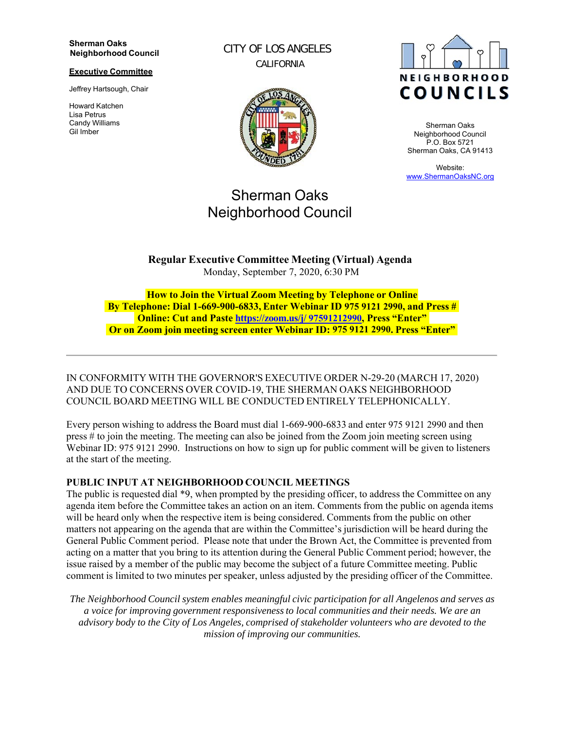**Sherman Oaks Neighborhood Council**

**Executive Committee**

Jeffrey Hartsough, Chair

Howard Katchen
Lisa Petrus
Candy Williams
Gil Imber

CITY OF LOS ANGELES
CALIFORNIA

NEIGHBORHOOD COUNCILS

Sherman Oaks
Neighborhood Council
P.O. Box 5721
Sherman Oaks, CA 91413

Website:
[www.ShermanOaksNC.org](http://www.ShermanOaksNC.org)

# Sherman Oaks Neighborhood Council

**Regular Executive Committee Meeting (Virtual) Agenda**
Monday, September 7, 2020, 6:30 PM

**How to Join the Virtual Zoom Meeting by Telephone or Online**
**By Telephone: Dial 1-669-900-6833, Enter Webinar ID 975 9121 2990, and Press #**
**Online: Cut and Paste [https://zoom.us/j/ 97591212990](https://zoom.us/j/97591212990), Press "Enter"**
**Or on Zoom join meeting screen enter Webinar ID: 975 9121 2990. Press "Enter"**

---

IN CONFORMITY WITH THE GOVERNOR'S EXECUTIVE ORDER N-29-20 (MARCH 17, 2020) AND DUE TO CONCERNS OVER COVID-19, THE SHERMAN OAKS NEIGHBORHOOD COUNCIL BOARD MEETING WILL BE CONDUCTED ENTIRELY TELEPHONICALLY.

Every person wishing to address the Board must dial 1-669-900-6833 and enter 975 9121 2990 and then press # to join the meeting. The meeting can also be joined from the Zoom join meeting screen using Webinar ID: 975 9121 2990. Instructions on how to sign up for public comment will be given to listeners at the start of the meeting.

**PUBLIC INPUT AT NEIGHBORHOOD COUNCIL MEETINGS**
The public is requested dial *9, when prompted by the presiding officer, to address the Committee on any agenda item before the Committee takes an action on an item. Comments from the public on agenda items will be heard only when the respective item is being considered. Comments from the public on other matters not appearing on the agenda that are within the Committee's jurisdiction will be heard during the General Public Comment period. Please note that under the Brown Act, the Committee is prevented from acting on a matter that you bring to its attention during the General Public Comment period; however, the issue raised by a member of the public may become the subject of a future Committee meeting. Public comment is limited to two minutes per speaker, unless adjusted by the presiding officer of the Committee.

*The Neighborhood Council system enables meaningful civic participation for all Angelenos and serves as a voice for improving government responsiveness to local communities and their needs. We are an advisory body to the City of Los Angeles, comprised of stakeholder volunteers who are devoted to the mission of improving our communities.*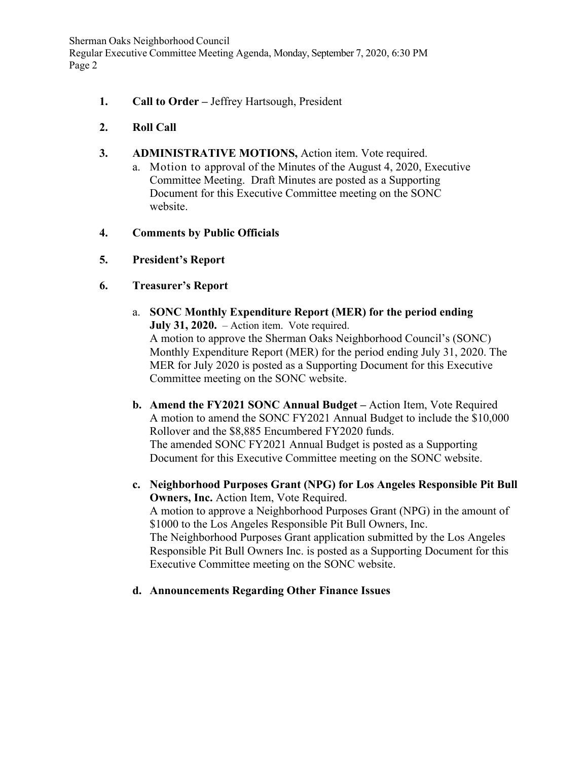1. **Call to Order –** Jeffrey Hartsough, President

2. **Roll Call**

3. **ADMINISTRATIVE MOTIONS,** Action item. Vote required.
   a. Motion to approval of the Minutes of the August 4, 2020, Executive Committee Meeting. Draft Minutes are posted as a Supporting Document for this Executive Committee meeting on the SONC website.

4. **Comments by Public Officials**

5. **President's Report**

6. **Treasurer's Report**

   a. **SONC Monthly Expenditure Report (MER) for the period ending July 31, 2020.** – Action item. Vote required.
   A motion to approve the Sherman Oaks Neighborhood Council's (SONC) Monthly Expenditure Report (MER) for the period ending July 31, 2020. The MER for July 2020 is posted as a Supporting Document for this Executive Committee meeting on the SONC website.

   **b. Amend the FY2021 SONC Annual Budget –** Action Item, Vote Required
   A motion to amend the SONC FY2021 Annual Budget to include the $10,000 Rollover and the $8,885 Encumbered FY2020 funds.
   The amended SONC FY2021 Annual Budget is posted as a Supporting Document for this Executive Committee meeting on the SONC website.

   **c. Neighborhood Purposes Grant (NPG) for Los Angeles Responsible Pit Bull Owners, Inc.** Action Item, Vote Required.
   A motion to approve a Neighborhood Purposes Grant (NPG) in the amount of $1000 to the Los Angeles Responsible Pit Bull Owners, Inc.
   The Neighborhood Purposes Grant application submitted by the Los Angeles Responsible Pit Bull Owners Inc. is posted as a Supporting Document for this Executive Committee meeting on the SONC website.

   **d. Announcements Regarding Other Finance Issues**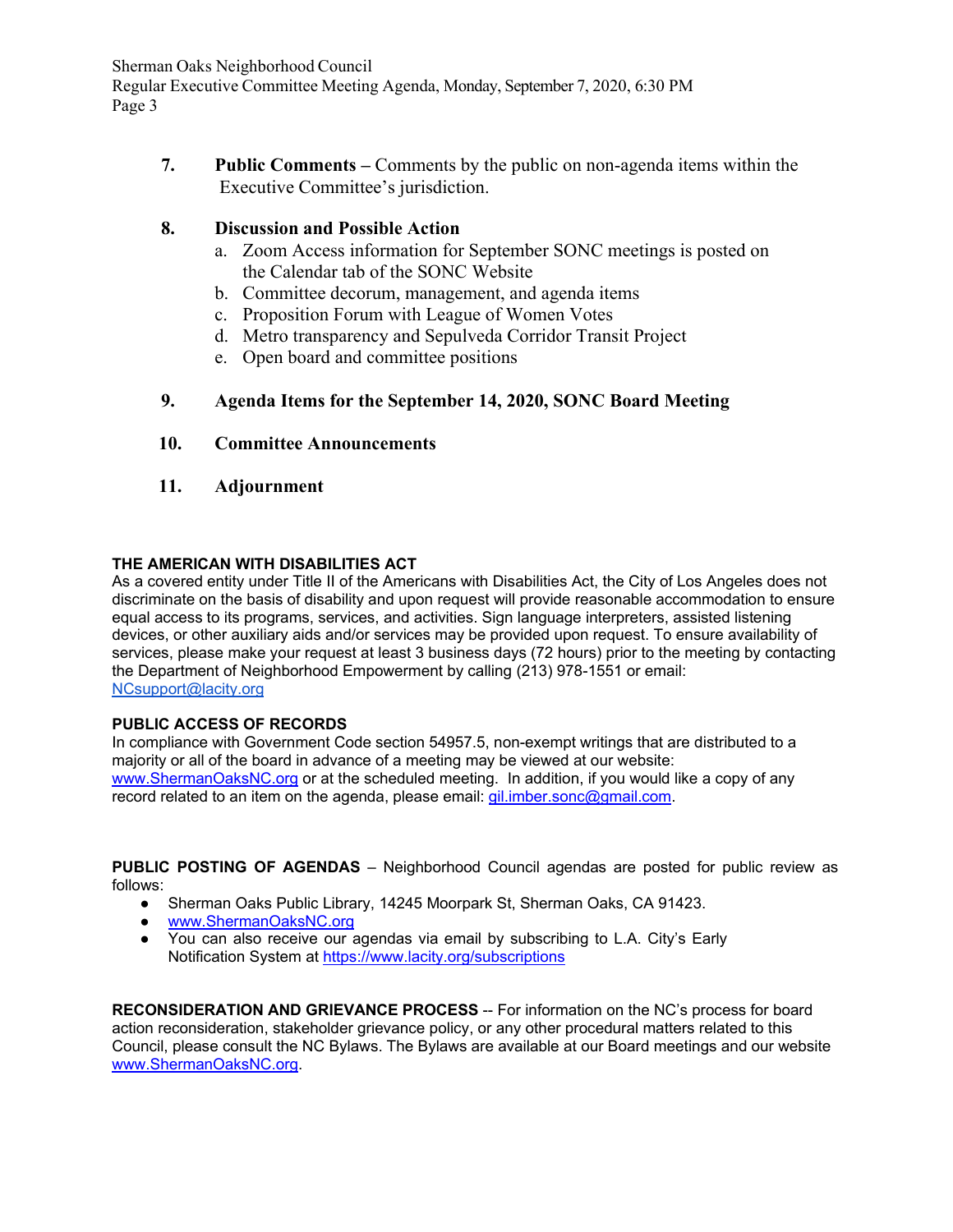7. **Public Comments** – Comments by the public on non-agenda items within the Executive Committee's jurisdiction.

8. **Discussion and Possible Action**
   a. Zoom Access information for September SONC meetings is posted on the Calendar tab of the SONC Website
   b. Committee decorum, management, and agenda items
   c. Proposition Forum with League of Women Votes
   d. Metro transparency and Sepulveda Corridor Transit Project
   e. Open board and committee positions

9. **Agenda Items for the September 14, 2020, SONC Board Meeting**

10. **Committee Announcements**

11. **Adjournment**

**THE AMERICAN WITH DISABILITIES ACT**
As a covered entity under Title II of the Americans with Disabilities Act, the City of Los Angeles does not discriminate on the basis of disability and upon request will provide reasonable accommodation to ensure equal access to its programs, services, and activities. Sign language interpreters, assisted listening devices, or other auxiliary aids and/or services may be provided upon request. To ensure availability of services, please make your request at least 3 business days (72 hours) prior to the meeting by contacting the Department of Neighborhood Empowerment by calling (213) 978-1551 or email: NCsupport@lacity.org

**PUBLIC ACCESS OF RECORDS**
In compliance with Government Code section 54957.5, non-exempt writings that are distributed to a majority or all of the board in advance of a meeting may be viewed at our website: www.ShermanOaksNC.org or at the scheduled meeting. In addition, if you would like a copy of any record related to an item on the agenda, please email: gil.imber.sonc@gmail.com.

**PUBLIC POSTING OF AGENDAS** – Neighborhood Council agendas are posted for public review as follows:

- Sherman Oaks Public Library, 14245 Moorpark St, Sherman Oaks, CA 91423.
- www.ShermanOaksNC.org
- You can also receive our agendas via email by subscribing to L.A. City's Early Notification System at https://www.lacity.org/subscriptions

**RECONSIDERATION AND GRIEVANCE PROCESS** -- For information on the NC's process for board action reconsideration, stakeholder grievance policy, or any other procedural matters related to this Council, please consult the NC Bylaws. The Bylaws are available at our Board meetings and our website www.ShermanOaksNC.org.